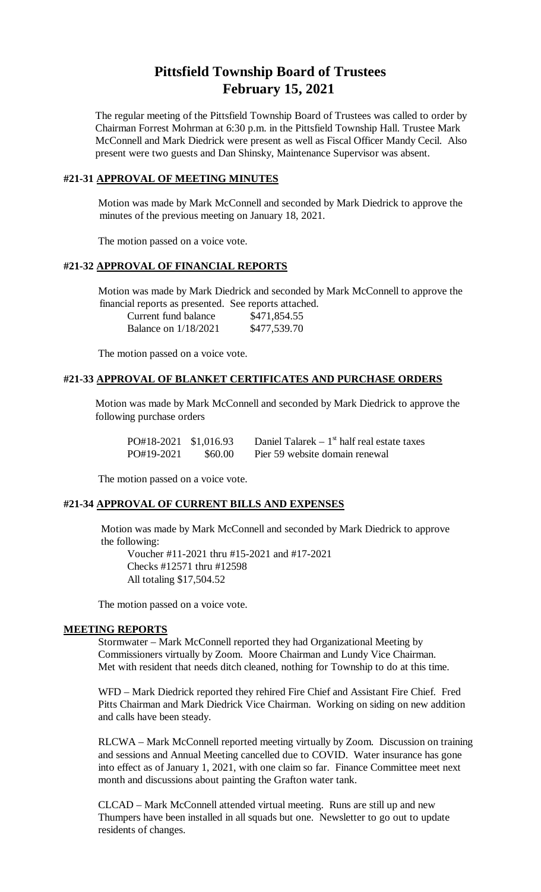# Pittsfield Township Board of Trustees
# February 15, 2021

The regular meeting of the Pittsfield Township Board of Trustees was called to order by Chairman Forrest Mohrman at 6:30 p.m. in the Pittsfield Township Hall. Trustee Mark McConnell and Mark Diedrick were present as well as Fiscal Officer Mandy Cecil. Also present were two guests and Dan Shinsky, Maintenance Supervisor was absent.

## #21-31 APPROVAL OF MEETING MINUTES

Motion was made by Mark McConnell and seconded by Mark Diedrick to approve the minutes of the previous meeting on January 18, 2021.

The motion passed on a voice vote.

## #21-32 APPROVAL OF FINANCIAL REPORTS

Motion was made by Mark Diedrick and seconded by Mark McConnell to approve the financial reports as presented. See reports attached.

| | |
|---|---|
| Current fund balance | \$471,854.55 |
| Balance on 1/18/2021 | \$477,539.70 |

The motion passed on a voice vote.

## #21-33 APPROVAL OF BLANKET CERTIFICATES AND PURCHASE ORDERS

Motion was made by Mark McConnell and seconded by Mark Diedrick to approve the following purchase orders

| | | |
|---|---|---|
| PO#18-2021 | \$1,016.93 | Daniel Talarek – 1st half real estate taxes |
| PO#19-2021 | \$60.00 | Pier 59 website domain renewal |

The motion passed on a voice vote.

## #21-34 APPROVAL OF CURRENT BILLS AND EXPENSES

Motion was made by Mark McConnell and seconded by Mark Diedrick to approve the following:

Voucher #11-2021 thru #15-2021 and #17-2021
Checks #12571 thru #12598
All totaling \$17,504.52

The motion passed on a voice vote.

## MEETING REPORTS

Stormwater – Mark McConnell reported they had Organizational Meeting by Commissioners virtually by Zoom. Moore Chairman and Lundy Vice Chairman. Met with resident that needs ditch cleaned, nothing for Township to do at this time.

WFD – Mark Diedrick reported they rehired Fire Chief and Assistant Fire Chief. Fred Pitts Chairman and Mark Diedrick Vice Chairman. Working on siding on new addition and calls have been steady.

RLCWA – Mark McConnell reported meeting virtually by Zoom. Discussion on training and sessions and Annual Meeting cancelled due to COVID. Water insurance has gone into effect as of January 1, 2021, with one claim so far. Finance Committee meet next month and discussions about painting the Grafton water tank.

CLCAD – Mark McConnell attended virtual meeting. Runs are still up and new Thumpers have been installed in all squads but one. Newsletter to go out to update residents of changes.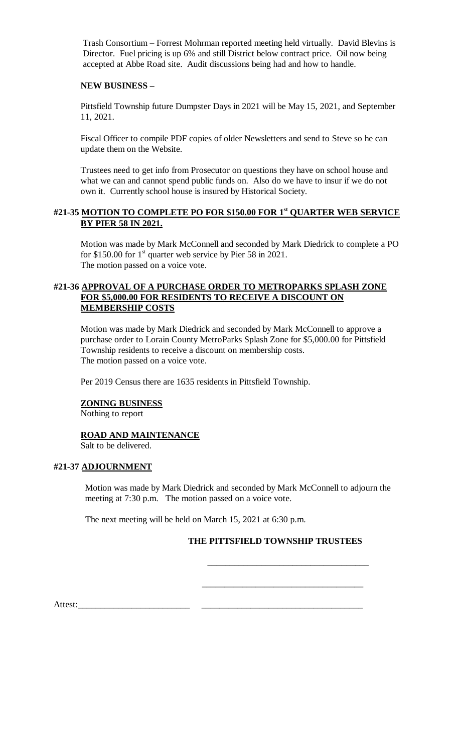Trash Consortium – Forrest Mohrman reported meeting held virtually. David Blevins is Director. Fuel pricing is up 6% and still District below contract price. Oil now being accepted at Abbe Road site. Audit discussions being had and how to handle.

**NEW BUSINESS –**

Pittsfield Township future Dumpster Days in 2021 will be May 15, 2021, and September 11, 2021.

Fiscal Officer to compile PDF copies of older Newsletters and send to Steve so he can update them on the Website.

Trustees need to get info from Prosecutor on questions they have on school house and what we can and cannot spend public funds on. Also do we have to insur if we do not own it. Currently school house is insured by Historical Society.

**#21-35 MOTION TO COMPLETE PO FOR $150.00 FOR 1st QUARTER WEB SERVICE BY PIER 58 IN 2021.**

Motion was made by Mark McConnell and seconded by Mark Diedrick to complete a PO for $150.00 for 1st quarter web service by Pier 58 in 2021.
The motion passed on a voice vote.

**#21-36 APPROVAL OF A PURCHASE ORDER TO METROPARKS SPLASH ZONE FOR $5,000.00 FOR RESIDENTS TO RECEIVE A DISCOUNT ON MEMBERSHIP COSTS**

Motion was made by Mark Diedrick and seconded by Mark McConnell to approve a purchase order to Lorain County MetroParks Splash Zone for $5,000.00 for Pittsfield Township residents to receive a discount on membership costs.
The motion passed on a voice vote.

Per 2019 Census there are 1635 residents in Pittsfield Township.

**ZONING BUSINESS**

Nothing to report

**ROAD AND MAINTENANCE**

Salt to be delivered.

**#21-37 ADJOURNMENT**

Motion was made by Mark Diedrick and seconded by Mark McConnell to adjourn the meeting at 7:30 p.m. The motion passed on a voice vote.

The next meeting will be held on March 15, 2021 at 6:30 p.m.

**THE PITTSFIELD TOWNSHIP TRUSTEES**

\_\_\_\_\_\_\_\_\_\_\_\_\_\_\_\_\_\_\_\_\_\_\_\_\_\_\_\_\_\_\_\_\_\_\_\_

\_\_\_\_\_\_\_\_\_\_\_\_\_\_\_\_\_\_\_\_\_\_\_\_\_\_\_\_\_\_\_\_\_\_\_\_

Attest:\_\_\_\_\_\_\_\_\_\_\_\_\_\_\_\_\_\_\_\_\_\_\_\_\_ \_\_\_\_\_\_\_\_\_\_\_\_\_\_\_\_\_\_\_\_\_\_\_\_\_\_\_\_\_\_\_\_\_\_\_\_